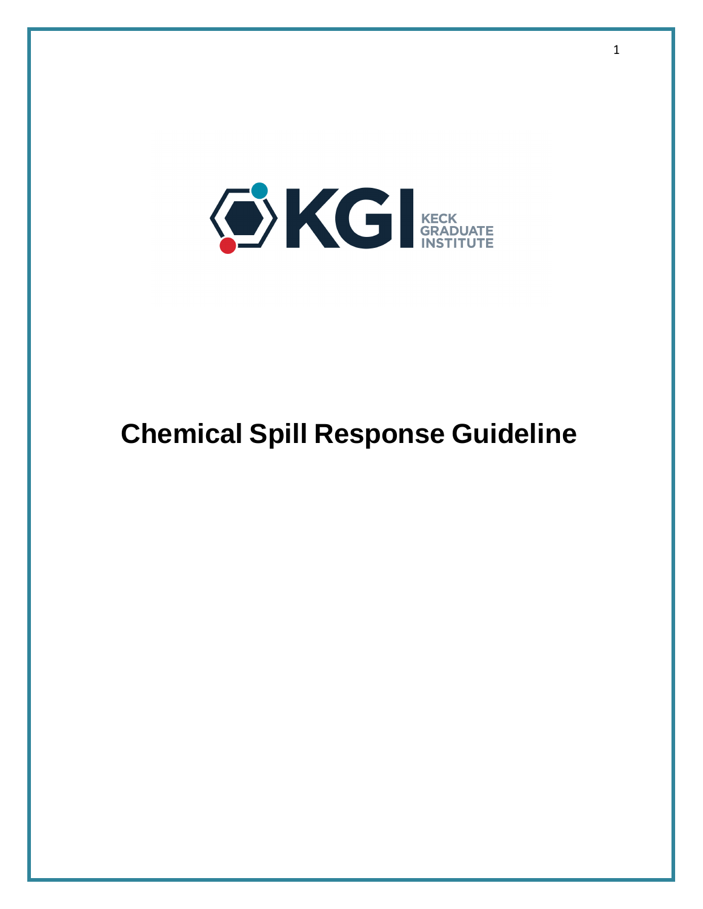KGI KECK GRADUATE INSTITUTE

# Chemical Spill Response Guideline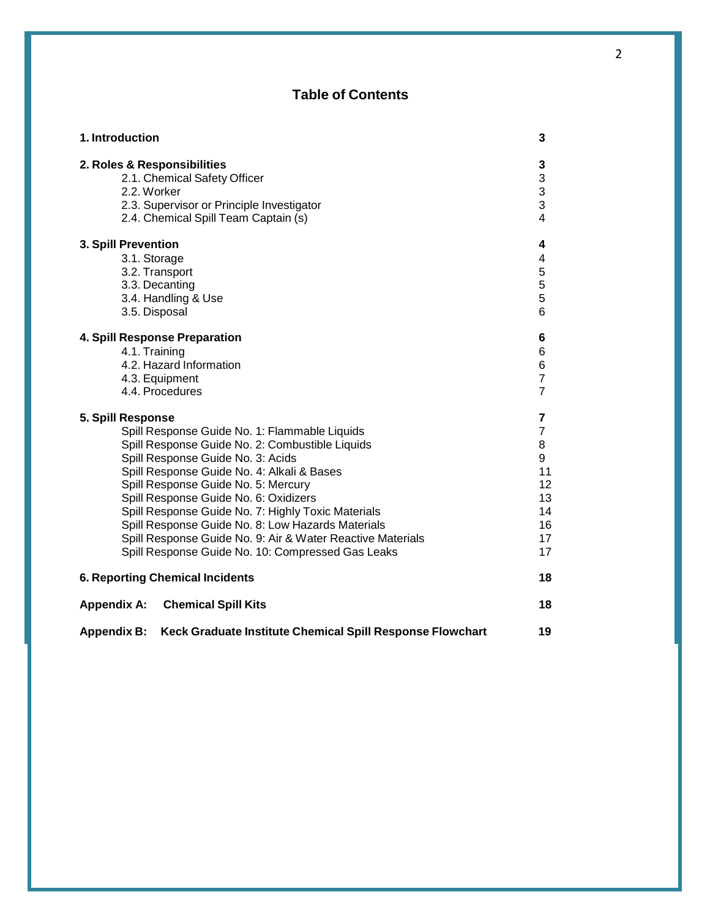# Table of Contents

| | |
|---|---|
| **1. Introduction** | **3** |
| **2. Roles & Responsibilities** | **3** |
| 2.1. Chemical Safety Officer | 3 |
| 2.2. Worker | 3 |
| 2.3. Supervisor or Principle Investigator | 3 |
| 2.4. Chemical Spill Team Captain (s) | 4 |
| **3. Spill Prevention** | **4** |
| 3.1. Storage | 4 |
| 3.2. Transport | 5 |
| 3.3. Decanting | 5 |
| 3.4. Handling & Use | 5 |
| 3.5. Disposal | 6 |
| **4. Spill Response Preparation** | **6** |
| 4.1. Training | 6 |
| 4.2. Hazard Information | 6 |
| 4.3. Equipment | 7 |
| 4.4. Procedures | 7 |
| **5. Spill Response** | **7** |
| Spill Response Guide No. 1: Flammable Liquids | 7 |
| Spill Response Guide No. 2: Combustible Liquids | 8 |
| Spill Response Guide No. 3: Acids | 9 |
| Spill Response Guide No. 4: Alkali & Bases | 11 |
| Spill Response Guide No. 5: Mercury | 12 |
| Spill Response Guide No. 6: Oxidizers | 13 |
| Spill Response Guide No. 7: Highly Toxic Materials | 14 |
| Spill Response Guide No. 8: Low Hazards Materials | 16 |
| Spill Response Guide No. 9: Air & Water Reactive Materials | 17 |
| Spill Response Guide No. 10: Compressed Gas Leaks | 17 |
| **6. Reporting Chemical Incidents** | **18** |
| **Appendix A: Chemical Spill Kits** | **18** |
| **Appendix B: Keck Graduate Institute Chemical Spill Response Flowchart** | **19** |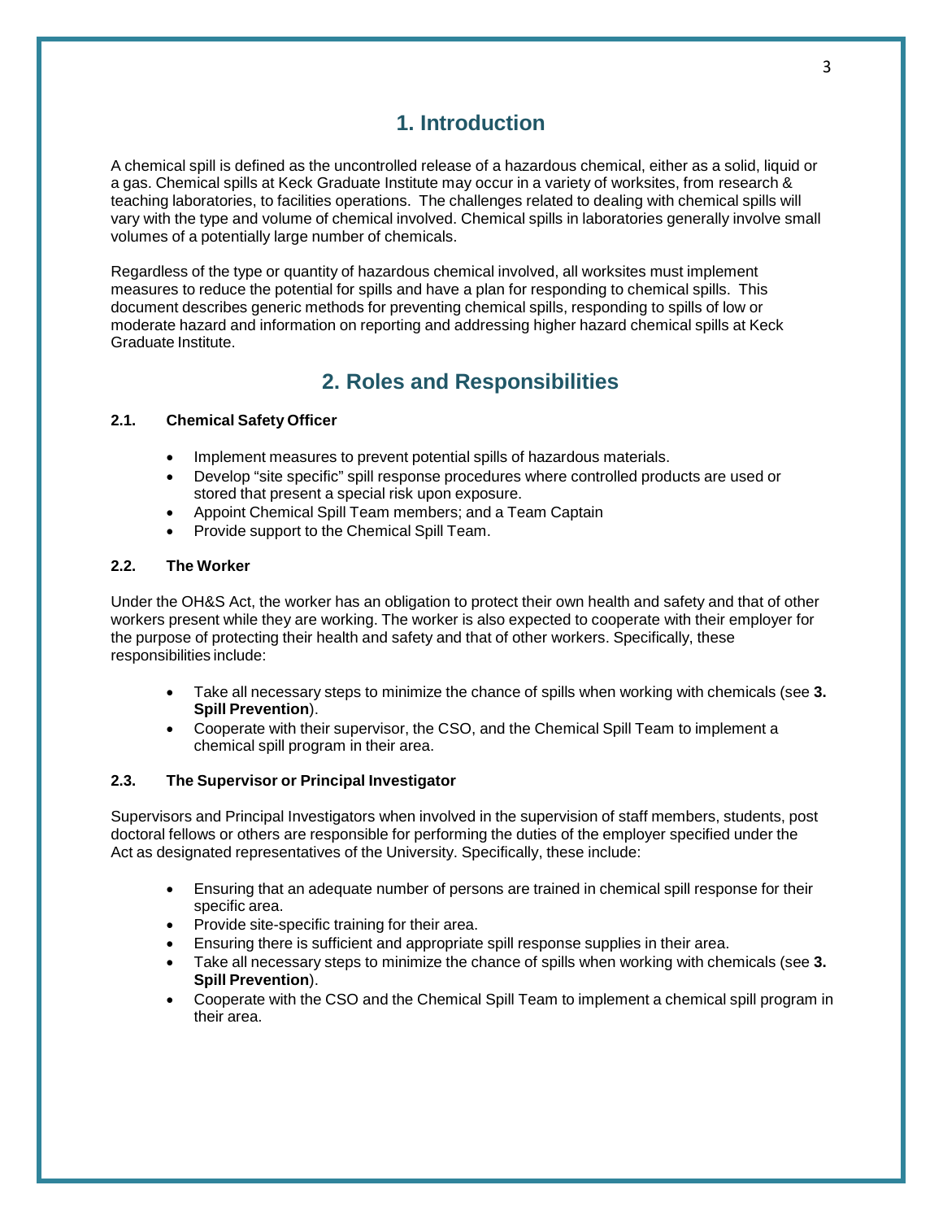# 1. Introduction

A chemical spill is defined as the uncontrolled release of a hazardous chemical, either as a solid, liquid or a gas. Chemical spills at Keck Graduate Institute may occur in a variety of worksites, from research & teaching laboratories, to facilities operations. The challenges related to dealing with chemical spills will vary with the type and volume of chemical involved. Chemical spills in laboratories generally involve small volumes of a potentially large number of chemicals.

Regardless of the type or quantity of hazardous chemical involved, all worksites must implement measures to reduce the potential for spills and have a plan for responding to chemical spills. This document describes generic methods for preventing chemical spills, responding to spills of low or moderate hazard and information on reporting and addressing higher hazard chemical spills at Keck Graduate Institute.

# 2. Roles and Responsibilities

### 2.1. Chemical Safety Officer

- Implement measures to prevent potential spills of hazardous materials.
- Develop "site specific" spill response procedures where controlled products are used or stored that present a special risk upon exposure.
- Appoint Chemical Spill Team members; and a Team Captain
- Provide support to the Chemical Spill Team.

### 2.2. The Worker

Under the OH&S Act, the worker has an obligation to protect their own health and safety and that of other workers present while they are working. The worker is also expected to cooperate with their employer for the purpose of protecting their health and safety and that of other workers. Specifically, these responsibilities include:

- Take all necessary steps to minimize the chance of spills when working with chemicals (see **3. Spill Prevention**).
- Cooperate with their supervisor, the CSO, and the Chemical Spill Team to implement a chemical spill program in their area.

### 2.3. The Supervisor or Principal Investigator

Supervisors and Principal Investigators when involved in the supervision of staff members, students, post doctoral fellows or others are responsible for performing the duties of the employer specified under the Act as designated representatives of the University. Specifically, these include:

- Ensuring that an adequate number of persons are trained in chemical spill response for their specific area.
- Provide site-specific training for their area.
- Ensuring there is sufficient and appropriate spill response supplies in their area.
- Take all necessary steps to minimize the chance of spills when working with chemicals (see **3. Spill Prevention**).
- Cooperate with the CSO and the Chemical Spill Team to implement a chemical spill program in their area.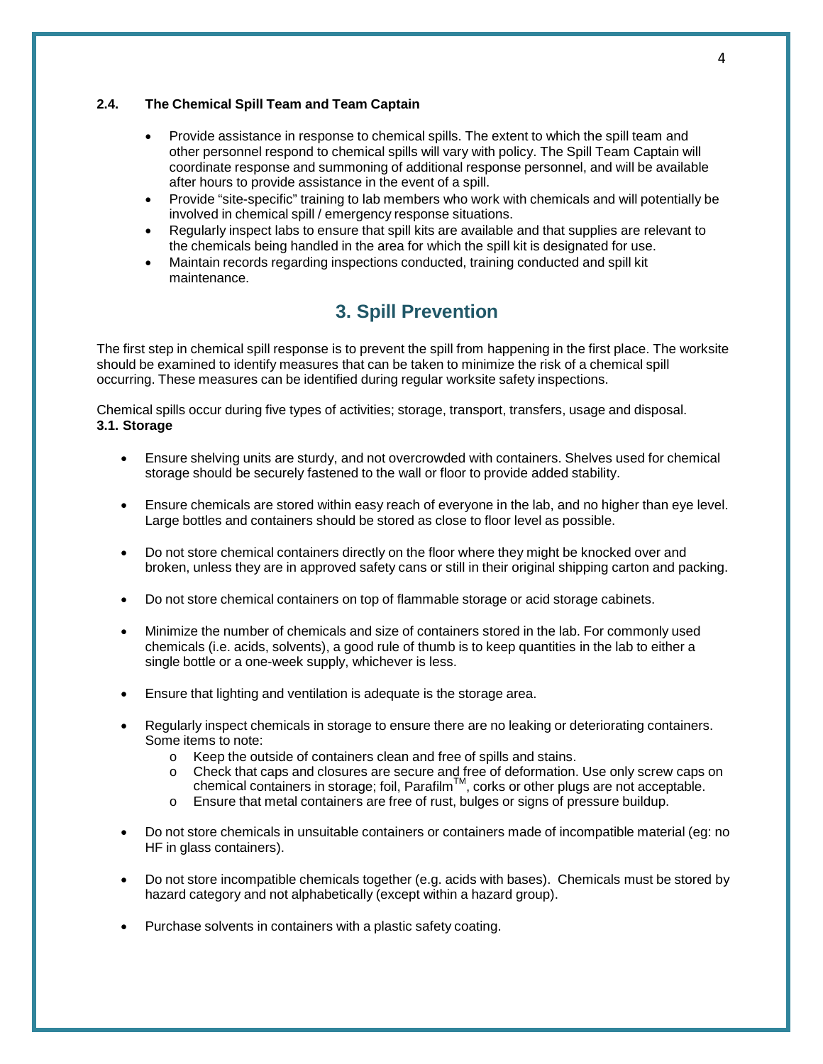### 2.4. The Chemical Spill Team and Team Captain

- Provide assistance in response to chemical spills. The extent to which the spill team and other personnel respond to chemical spills will vary with policy. The Spill Team Captain will coordinate response and summoning of additional response personnel, and will be available after hours to provide assistance in the event of a spill.
- Provide "site-specific" training to lab members who work with chemicals and will potentially be involved in chemical spill / emergency response situations.
- Regularly inspect labs to ensure that spill kits are available and that supplies are relevant to the chemicals being handled in the area for which the spill kit is designated for use.
- Maintain records regarding inspections conducted, training conducted and spill kit maintenance.

# 3. Spill Prevention

The first step in chemical spill response is to prevent the spill from happening in the first place. The worksite should be examined to identify measures that can be taken to minimize the risk of a chemical spill occurring. These measures can be identified during regular worksite safety inspections.

Chemical spills occur during five types of activities; storage, transport, transfers, usage and disposal.

### 3.1. Storage

- Ensure shelving units are sturdy, and not overcrowded with containers. Shelves used for chemical storage should be securely fastened to the wall or floor to provide added stability.
- Ensure chemicals are stored within easy reach of everyone in the lab, and no higher than eye level. Large bottles and containers should be stored as close to floor level as possible.
- Do not store chemical containers directly on the floor where they might be knocked over and broken, unless they are in approved safety cans or still in their original shipping carton and packing.
- Do not store chemical containers on top of flammable storage or acid storage cabinets.
- Minimize the number of chemicals and size of containers stored in the lab. For commonly used chemicals (i.e. acids, solvents), a good rule of thumb is to keep quantities in the lab to either a single bottle or a one-week supply, whichever is less.
- Ensure that lighting and ventilation is adequate is the storage area.
- Regularly inspect chemicals in storage to ensure there are no leaking or deteriorating containers. Some items to note:
  - Keep the outside of containers clean and free of spills and stains.
  - Check that caps and closures are secure and free of deformation. Use only screw caps on chemical containers in storage; foil, Parafilm™, corks or other plugs are not acceptable.
  - Ensure that metal containers are free of rust, bulges or signs of pressure buildup.
- Do not store chemicals in unsuitable containers or containers made of incompatible material (eg: no HF in glass containers).
- Do not store incompatible chemicals together (e.g. acids with bases). Chemicals must be stored by hazard category and not alphabetically (except within a hazard group).
- Purchase solvents in containers with a plastic safety coating.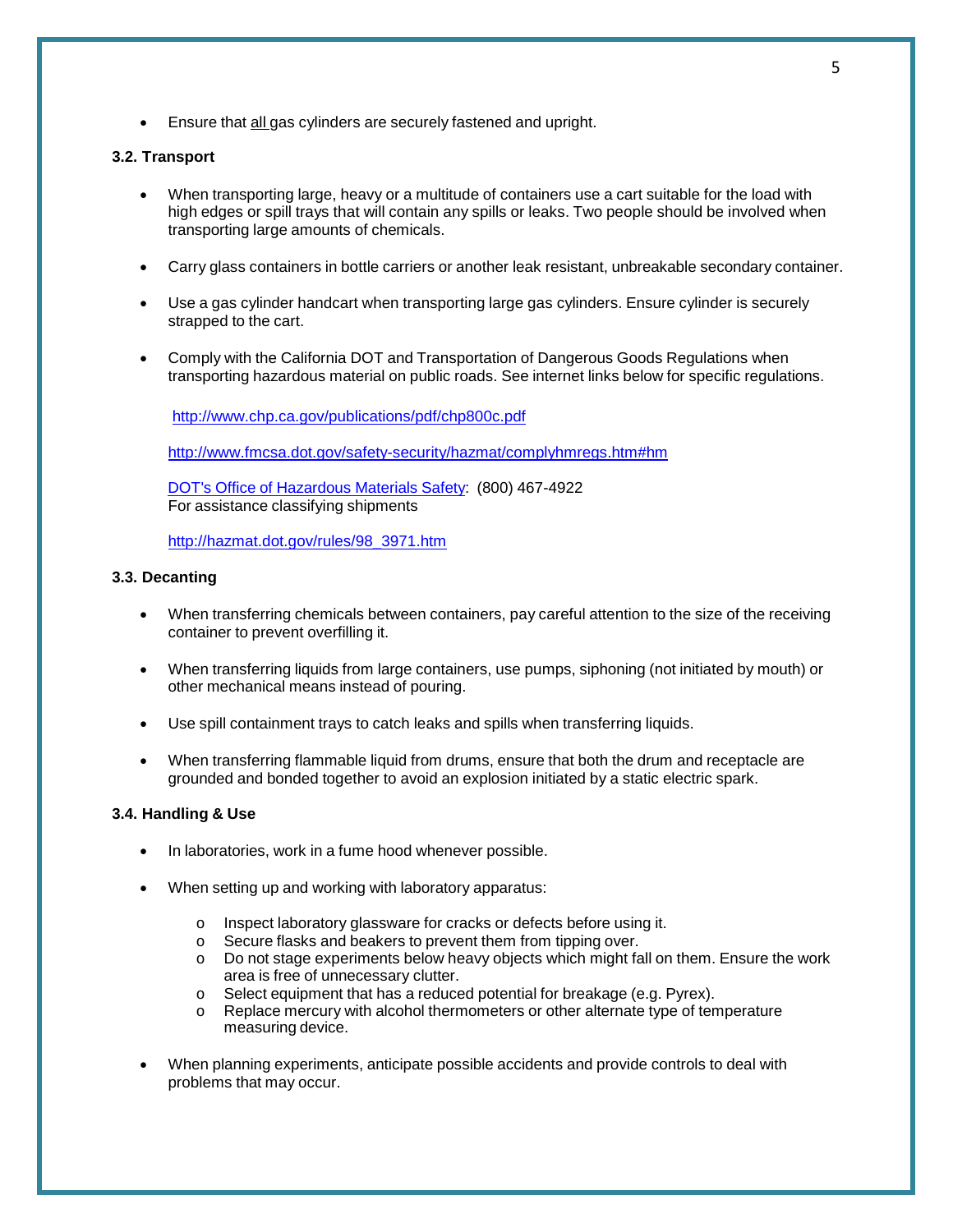- Ensure that <u>all</u> gas cylinders are securely fastened and upright.

### 3.2. Transport

- When transporting large, heavy or a multitude of containers use a cart suitable for the load with high edges or spill trays that will contain any spills or leaks. Two people should be involved when transporting large amounts of chemicals.

- Carry glass containers in bottle carriers or another leak resistant, unbreakable secondary container.

- Use a gas cylinder handcart when transporting large gas cylinders. Ensure cylinder is securely strapped to the cart.

- Comply with the California DOT and Transportation of Dangerous Goods Regulations when transporting hazardous material on public roads. See internet links below for specific regulations.

  http://www.chp.ca.gov/publications/pdf/chp800c.pdf

  http://www.fmcsa.dot.gov/safety-security/hazmat/complyhmregs.htm#hm

  DOT's Office of Hazardous Materials Safety: (800) 467-4922
  For assistance classifying shipments

  http://hazmat.dot.gov/rules/98_3971.htm

### 3.3. Decanting

- When transferring chemicals between containers, pay careful attention to the size of the receiving container to prevent overfilling it.

- When transferring liquids from large containers, use pumps, siphoning (not initiated by mouth) or other mechanical means instead of pouring.

- Use spill containment trays to catch leaks and spills when transferring liquids.

- When transferring flammable liquid from drums, ensure that both the drum and receptacle are grounded and bonded together to avoid an explosion initiated by a static electric spark.

### 3.4. Handling & Use

- In laboratories, work in a fume hood whenever possible.

- When setting up and working with laboratory apparatus:

  - Inspect laboratory glassware for cracks or defects before using it.
  - Secure flasks and beakers to prevent them from tipping over.
  - Do not stage experiments below heavy objects which might fall on them. Ensure the work area is free of unnecessary clutter.
  - Select equipment that has a reduced potential for breakage (e.g. Pyrex).
  - Replace mercury with alcohol thermometers or other alternate type of temperature measuring device.

- When planning experiments, anticipate possible accidents and provide controls to deal with problems that may occur.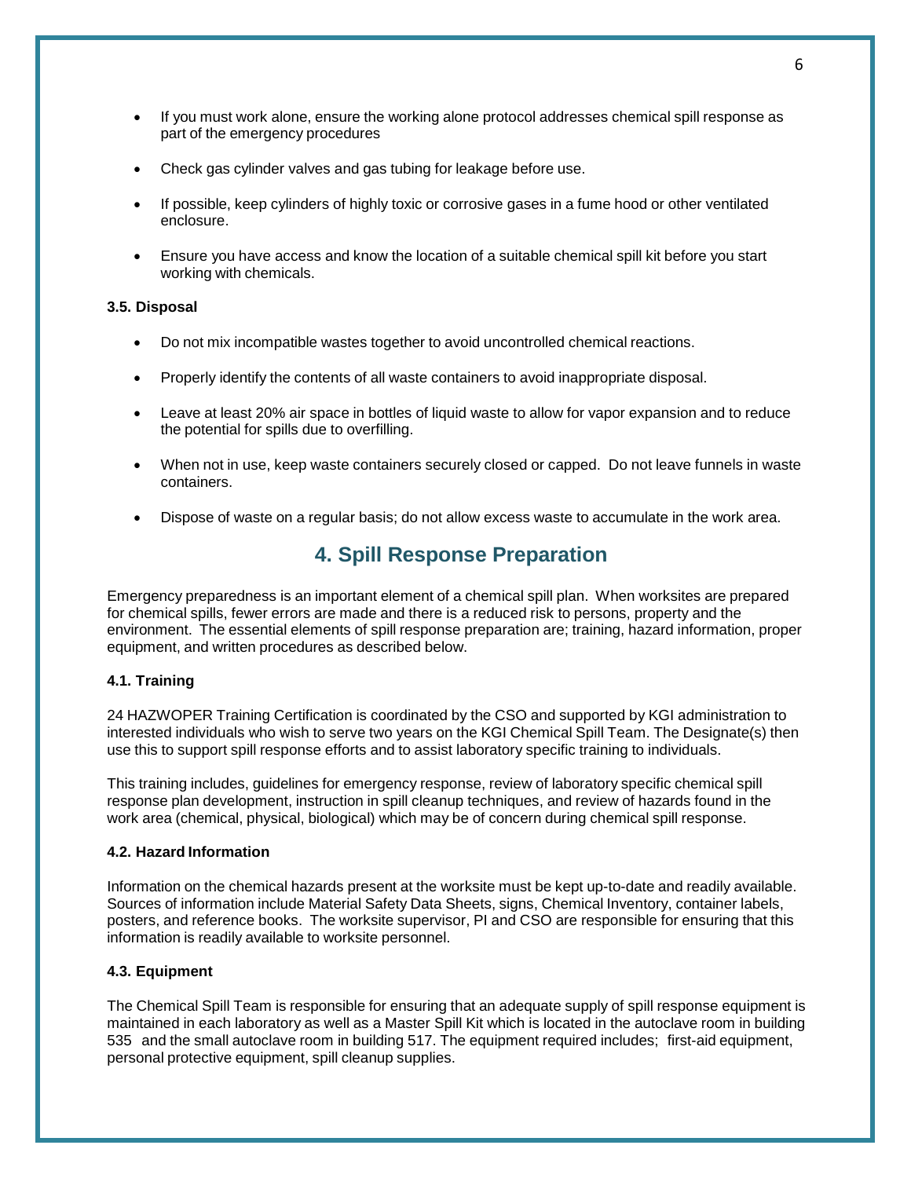- If you must work alone, ensure the working alone protocol addresses chemical spill response as part of the emergency procedures
- Check gas cylinder valves and gas tubing for leakage before use.
- If possible, keep cylinders of highly toxic or corrosive gases in a fume hood or other ventilated enclosure.
- Ensure you have access and know the location of a suitable chemical spill kit before you start working with chemicals.

**3.5. Disposal**

- Do not mix incompatible wastes together to avoid uncontrolled chemical reactions.
- Properly identify the contents of all waste containers to avoid inappropriate disposal.
- Leave at least 20% air space in bottles of liquid waste to allow for vapor expansion and to reduce the potential for spills due to overfilling.
- When not in use, keep waste containers securely closed or capped. Do not leave funnels in waste containers.
- Dispose of waste on a regular basis; do not allow excess waste to accumulate in the work area.

## 4. Spill Response Preparation

Emergency preparedness is an important element of a chemical spill plan. When worksites are prepared for chemical spills, fewer errors are made and there is a reduced risk to persons, property and the environment. The essential elements of spill response preparation are; training, hazard information, proper equipment, and written procedures as described below.

**4.1. Training**

24 HAZWOPER Training Certification is coordinated by the CSO and supported by KGI administration to interested individuals who wish to serve two years on the KGI Chemical Spill Team. The Designate(s) then use this to support spill response efforts and to assist laboratory specific training to individuals.

This training includes, guidelines for emergency response, review of laboratory specific chemical spill response plan development, instruction in spill cleanup techniques, and review of hazards found in the work area (chemical, physical, biological) which may be of concern during chemical spill response.

**4.2. Hazard Information**

Information on the chemical hazards present at the worksite must be kept up-to-date and readily available. Sources of information include Material Safety Data Sheets, signs, Chemical Inventory, container labels, posters, and reference books. The worksite supervisor, PI and CSO are responsible for ensuring that this information is readily available to worksite personnel.

**4.3. Equipment**

The Chemical Spill Team is responsible for ensuring that an adequate supply of spill response equipment is maintained in each laboratory as well as a Master Spill Kit which is located in the autoclave room in building 535 and the small autoclave room in building 517. The equipment required includes; first-aid equipment, personal protective equipment, spill cleanup supplies.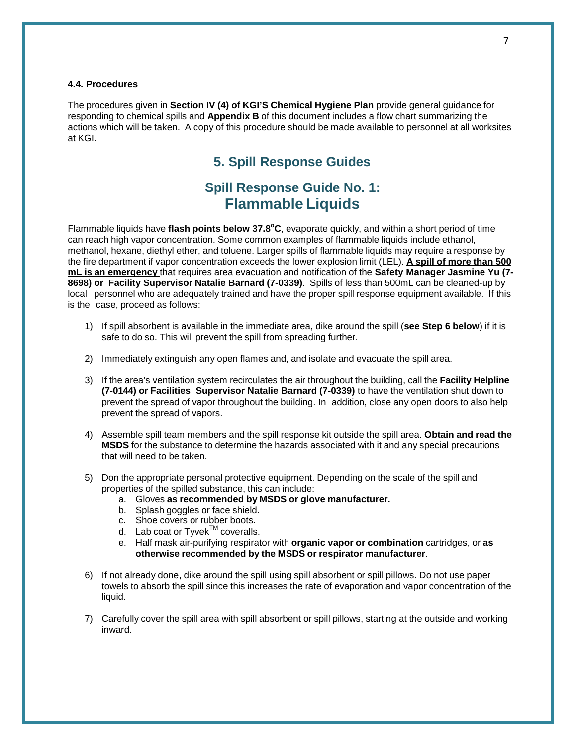#### 4.4. Procedures

The procedures given in **Section IV (4) of KGI'S Chemical Hygiene Plan** provide general guidance for responding to chemical spills and **Appendix B** of this document includes a flow chart summarizing the actions which will be taken. A copy of this procedure should be made available to personnel at all worksites at KGI.

## 5. Spill Response Guides

## Spill Response Guide No. 1: Flammable Liquids

Flammable liquids have **flash points below 37.8$^{o}$C**, evaporate quickly, and within a short period of time can reach high vapor concentration. Some common examples of flammable liquids include ethanol, methanol, hexane, diethyl ether, and toluene. Larger spills of flammable liquids may require a response by the fire department if vapor concentration exceeds the lower explosion limit (LEL). **<u>A spill of more than 500 mL is an emergency</u>** that requires area evacuation and notification of the **Safety Manager Jasmine Yu (7-8698) or Facility Supervisor Natalie Barnard (7-0339)**. Spills of less than 500mL can be cleaned-up by local personnel who are adequately trained and have the proper spill response equipment available. If this is the case, proceed as follows:

1) If spill absorbent is available in the immediate area, dike around the spill (**see Step 6 below**) if it is safe to do so. This will prevent the spill from spreading further.

2) Immediately extinguish any open flames and, and isolate and evacuate the spill area.

3) If the area's ventilation system recirculates the air throughout the building, call the **Facility Helpline (7-0144) or Facilities Supervisor Natalie Barnard (7-0339)** to have the ventilation shut down to prevent the spread of vapor throughout the building. In addition, close any open doors to also help prevent the spread of vapors.

4) Assemble spill team members and the spill response kit outside the spill area. **Obtain and read the MSDS** for the substance to determine the hazards associated with it and any special precautions that will need to be taken.

5) Don the appropriate personal protective equipment. Depending on the scale of the spill and properties of the spilled substance, this can include:
   a. Gloves **as recommended by MSDS or glove manufacturer.**
   b. Splash goggles or face shield.
   c. Shoe covers or rubber boots.
   d. Lab coat or Tyvek™ coveralls.
   e. Half mask air-purifying respirator with **organic vapor or combination** cartridges, or **as otherwise recommended by the MSDS or respirator manufacturer**.

6) If not already done, dike around the spill using spill absorbent or spill pillows. Do not use paper towels to absorb the spill since this increases the rate of evaporation and vapor concentration of the liquid.

7) Carefully cover the spill area with spill absorbent or spill pillows, starting at the outside and working inward.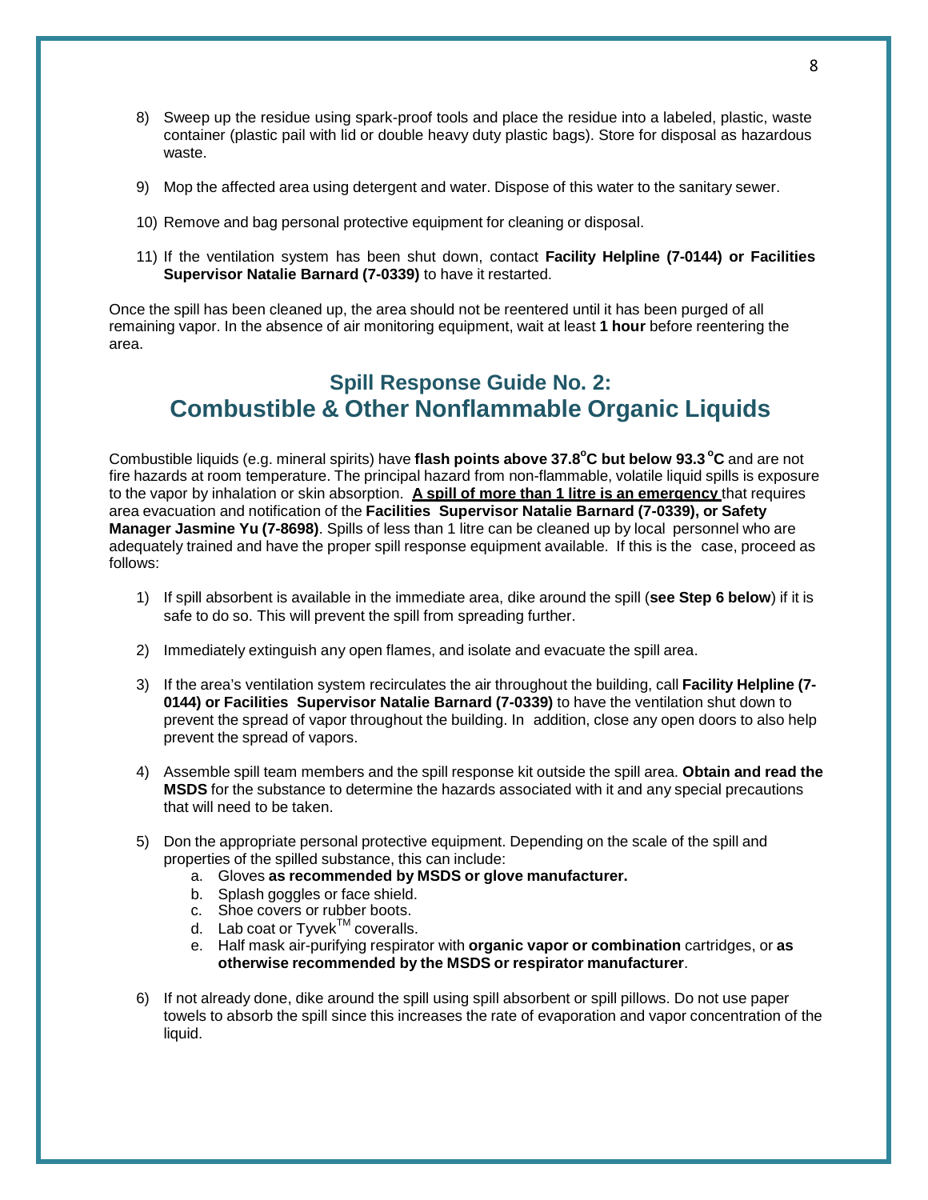8) Sweep up the residue using spark-proof tools and place the residue into a labeled, plastic, waste container (plastic pail with lid or double heavy duty plastic bags). Store for disposal as hazardous waste.

9) Mop the affected area using detergent and water. Dispose of this water to the sanitary sewer.

10) Remove and bag personal protective equipment for cleaning or disposal.

11) If the ventilation system has been shut down, contact **Facility Helpline (7-0144) or Facilities Supervisor Natalie Barnard (7-0339)** to have it restarted.

Once the spill has been cleaned up, the area should not be reentered until it has been purged of all remaining vapor. In the absence of air monitoring equipment, wait at least **1 hour** before reentering the area.

## Spill Response Guide No. 2: Combustible & Other Nonflammable Organic Liquids

Combustible liquids (e.g. mineral spirits) have **flash points above 37.8°C but below 93.3°C** and are not fire hazards at room temperature. The principal hazard from non-flammable, volatile liquid spills is exposure to the vapor by inhalation or skin absorption. **A spill of more than 1 litre is an emergency** that requires area evacuation and notification of the **Facilities Supervisor Natalie Barnard (7-0339), or Safety Manager Jasmine Yu (7-8698)**. Spills of less than 1 litre can be cleaned up by local personnel who are adequately trained and have the proper spill response equipment available. If this is the case, proceed as follows:

1) If spill absorbent is available in the immediate area, dike around the spill (**see Step 6 below**) if it is safe to do so. This will prevent the spill from spreading further.

2) Immediately extinguish any open flames, and isolate and evacuate the spill area.

3) If the area's ventilation system recirculates the air throughout the building, call **Facility Helpline (7-0144) or Facilities Supervisor Natalie Barnard (7-0339)** to have the ventilation shut down to prevent the spread of vapor throughout the building. In addition, close any open doors to also help prevent the spread of vapors.

4) Assemble spill team members and the spill response kit outside the spill area. **Obtain and read the MSDS** for the substance to determine the hazards associated with it and any special precautions that will need to be taken.

5) Don the appropriate personal protective equipment. Depending on the scale of the spill and properties of the spilled substance, this can include:
   a. Gloves **as recommended by MSDS or glove manufacturer.**
   b. Splash goggles or face shield.
   c. Shoe covers or rubber boots.
   d. Lab coat or Tyvek™ coveralls.
   e. Half mask air-purifying respirator with **organic vapor or combination** cartridges, or **as otherwise recommended by the MSDS or respirator manufacturer**.

6) If not already done, dike around the spill using spill absorbent or spill pillows. Do not use paper towels to absorb the spill since this increases the rate of evaporation and vapor concentration of the liquid.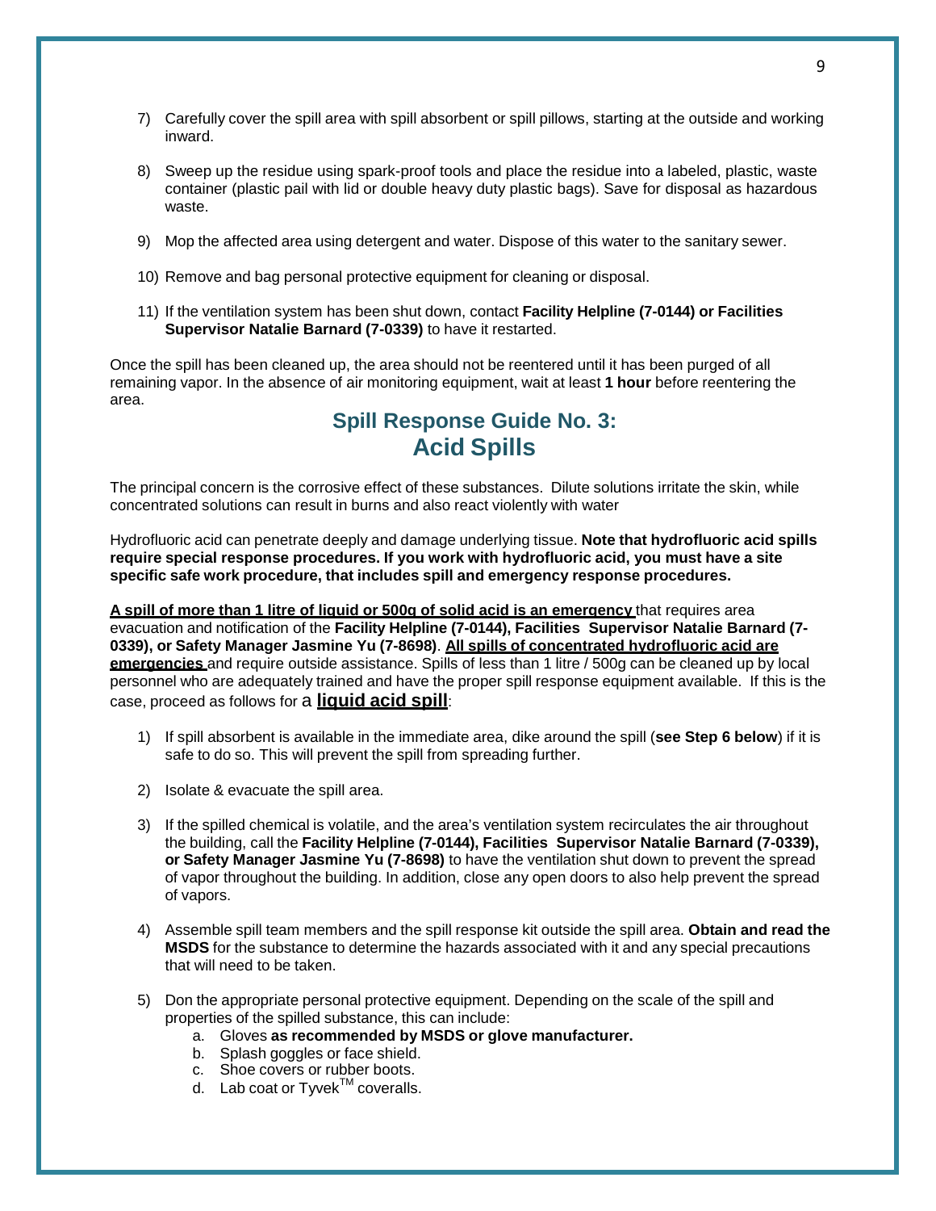7) Carefully cover the spill area with spill absorbent or spill pillows, starting at the outside and working inward.

8) Sweep up the residue using spark-proof tools and place the residue into a labeled, plastic, waste container (plastic pail with lid or double heavy duty plastic bags). Save for disposal as hazardous waste.

9) Mop the affected area using detergent and water. Dispose of this water to the sanitary sewer.

10) Remove and bag personal protective equipment for cleaning or disposal.

11) If the ventilation system has been shut down, contact **Facility Helpline (7-0144) or Facilities Supervisor Natalie Barnard (7-0339)** to have it restarted.

Once the spill has been cleaned up, the area should not be reentered until it has been purged of all remaining vapor. In the absence of air monitoring equipment, wait at least **1 hour** before reentering the area.

## Spill Response Guide No. 3: Acid Spills

The principal concern is the corrosive effect of these substances. Dilute solutions irritate the skin, while concentrated solutions can result in burns and also react violently with water

Hydrofluoric acid can penetrate deeply and damage underlying tissue. **Note that hydrofluoric acid spills require special response procedures. If you work with hydrofluoric acid, you must have a site specific safe work procedure, that includes spill and emergency response procedures.**

**A spill of more than 1 litre of liquid or 500g of solid acid is an emergency** that requires area evacuation and notification of the **Facility Helpline (7-0144), Facilities Supervisor Natalie Barnard (7-0339), or Safety Manager Jasmine Yu (7-8698)**. **All spills of concentrated hydrofluoric acid are emergencies** and require outside assistance. Spills of less than 1 litre / 500g can be cleaned up by local personnel who are adequately trained and have the proper spill response equipment available. If this is the case, proceed as follows for a **liquid acid spill**:

1) If spill absorbent is available in the immediate area, dike around the spill (**see Step 6 below**) if it is safe to do so. This will prevent the spill from spreading further.

2) Isolate & evacuate the spill area.

3) If the spilled chemical is volatile, and the area's ventilation system recirculates the air throughout the building, call the **Facility Helpline (7-0144), Facilities Supervisor Natalie Barnard (7-0339), or Safety Manager Jasmine Yu (7-8698)** to have the ventilation shut down to prevent the spread of vapor throughout the building. In addition, close any open doors to also help prevent the spread of vapors.

4) Assemble spill team members and the spill response kit outside the spill area. **Obtain and read the MSDS** for the substance to determine the hazards associated with it and any special precautions that will need to be taken.

5) Don the appropriate personal protective equipment. Depending on the scale of the spill and properties of the spilled substance, this can include:
   a. Gloves **as recommended by MSDS or glove manufacturer.**
   b. Splash goggles or face shield.
   c. Shoe covers or rubber boots.
   d. Lab coat or Tyvek™ coveralls.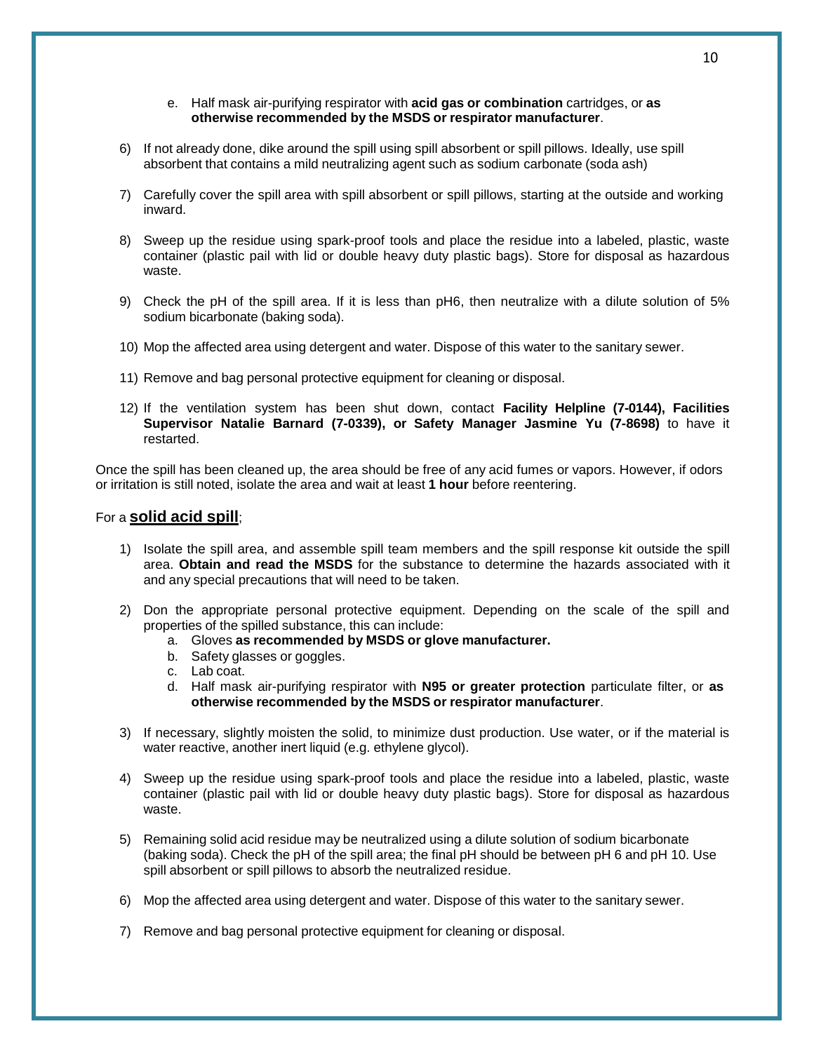e. Half mask air-purifying respirator with **acid gas or combination** cartridges, or **as otherwise recommended by the MSDS or respirator manufacturer**.

6) If not already done, dike around the spill using spill absorbent or spill pillows. Ideally, use spill absorbent that contains a mild neutralizing agent such as sodium carbonate (soda ash)

7) Carefully cover the spill area with spill absorbent or spill pillows, starting at the outside and working inward.

8) Sweep up the residue using spark-proof tools and place the residue into a labeled, plastic, waste container (plastic pail with lid or double heavy duty plastic bags). Store for disposal as hazardous waste.

9) Check the pH of the spill area. If it is less than pH6, then neutralize with a dilute solution of 5% sodium bicarbonate (baking soda).

10) Mop the affected area using detergent and water. Dispose of this water to the sanitary sewer.

11) Remove and bag personal protective equipment for cleaning or disposal.

12) If the ventilation system has been shut down, contact **Facility Helpline (7-0144), Facilities Supervisor Natalie Barnard (7-0339), or Safety Manager Jasmine Yu (7-8698)** to have it restarted.

Once the spill has been cleaned up, the area should be free of any acid fumes or vapors. However, if odors or irritation is still noted, isolate the area and wait at least **1 hour** before reentering.

For a **solid acid spill**;

1) Isolate the spill area, and assemble spill team members and the spill response kit outside the spill area. **Obtain and read the MSDS** for the substance to determine the hazards associated with it and any special precautions that will need to be taken.

2) Don the appropriate personal protective equipment. Depending on the scale of the spill and properties of the spilled substance, this can include:
   a. Gloves **as recommended by MSDS or glove manufacturer.**
   b. Safety glasses or goggles.
   c. Lab coat.
   d. Half mask air-purifying respirator with **N95 or greater protection** particulate filter, or **as otherwise recommended by the MSDS or respirator manufacturer**.

3) If necessary, slightly moisten the solid, to minimize dust production. Use water, or if the material is water reactive, another inert liquid (e.g. ethylene glycol).

4) Sweep up the residue using spark-proof tools and place the residue into a labeled, plastic, waste container (plastic pail with lid or double heavy duty plastic bags). Store for disposal as hazardous waste.

5) Remaining solid acid residue may be neutralized using a dilute solution of sodium bicarbonate (baking soda). Check the pH of the spill area; the final pH should be between pH 6 and pH 10. Use spill absorbent or spill pillows to absorb the neutralized residue.

6) Mop the affected area using detergent and water. Dispose of this water to the sanitary sewer.

7) Remove and bag personal protective equipment for cleaning or disposal.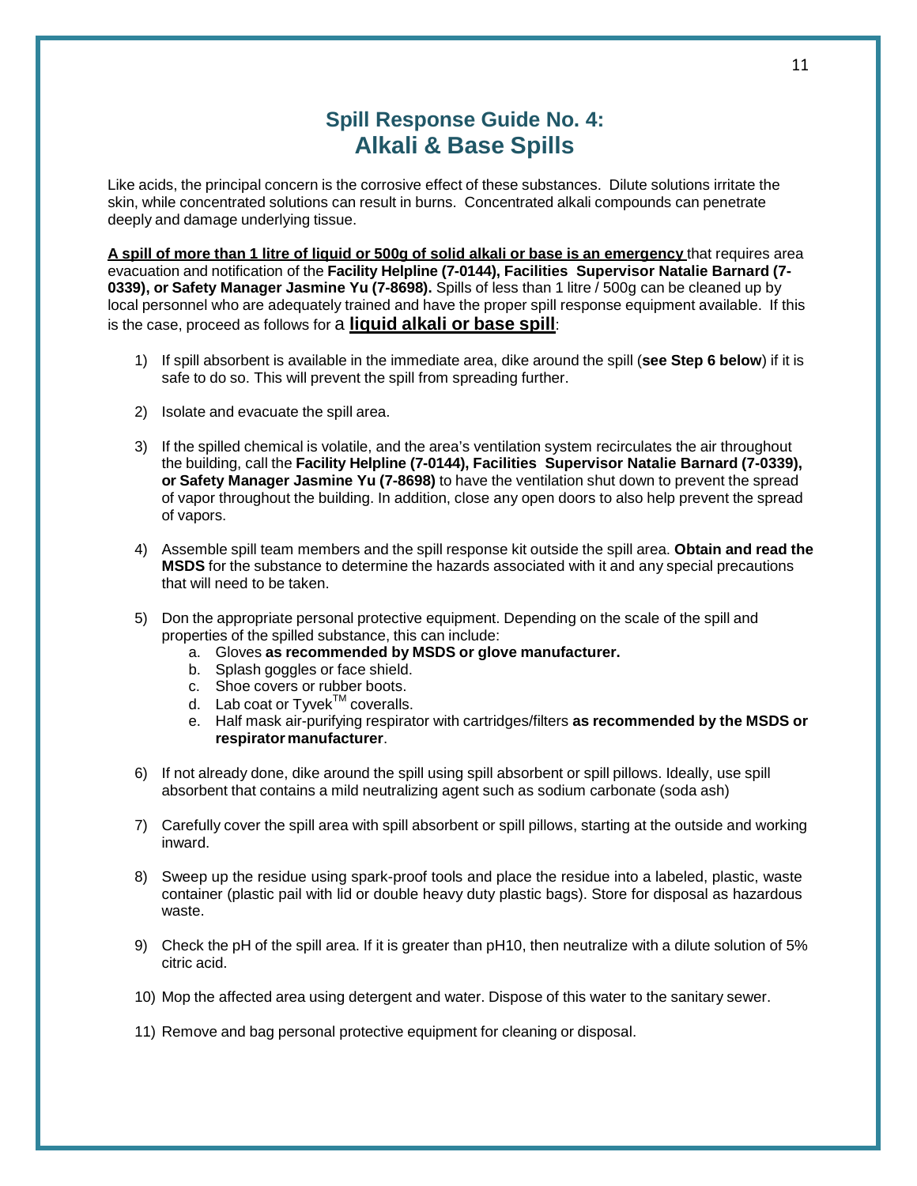# Spill Response Guide No. 4:
# Alkali & Base Spills

Like acids, the principal concern is the corrosive effect of these substances. Dilute solutions irritate the skin, while concentrated solutions can result in burns. Concentrated alkali compounds can penetrate deeply and damage underlying tissue.

**A spill of more than 1 litre of liquid or 500g of solid alkali or base is an emergency** that requires area evacuation and notification of the **Facility Helpline (7-0144), Facilities Supervisor Natalie Barnard (7-0339), or Safety Manager Jasmine Yu (7-8698).** Spills of less than 1 litre / 500g can be cleaned up by local personnel who are adequately trained and have the proper spill response equipment available. If this is the case, proceed as follows for a **liquid alkali or base spill**:

1) If spill absorbent is available in the immediate area, dike around the spill (**see Step 6 below**) if it is safe to do so. This will prevent the spill from spreading further.

2) Isolate and evacuate the spill area.

3) If the spilled chemical is volatile, and the area's ventilation system recirculates the air throughout the building, call the **Facility Helpline (7-0144), Facilities Supervisor Natalie Barnard (7-0339), or Safety Manager Jasmine Yu (7-8698)** to have the ventilation shut down to prevent the spread of vapor throughout the building. In addition, close any open doors to also help prevent the spread of vapors.

4) Assemble spill team members and the spill response kit outside the spill area. **Obtain and read the MSDS** for the substance to determine the hazards associated with it and any special precautions that will need to be taken.

5) Don the appropriate personal protective equipment. Depending on the scale of the spill and properties of the spilled substance, this can include:
   a. Gloves **as recommended by MSDS or glove manufacturer.**
   b. Splash goggles or face shield.
   c. Shoe covers or rubber boots.
   d. Lab coat or Tyvek™ coveralls.
   e. Half mask air-purifying respirator with cartridges/filters **as recommended by the MSDS or respirator manufacturer**.

6) If not already done, dike around the spill using spill absorbent or spill pillows. Ideally, use spill absorbent that contains a mild neutralizing agent such as sodium carbonate (soda ash)

7) Carefully cover the spill area with spill absorbent or spill pillows, starting at the outside and working inward.

8) Sweep up the residue using spark-proof tools and place the residue into a labeled, plastic, waste container (plastic pail with lid or double heavy duty plastic bags). Store for disposal as hazardous waste.

9) Check the pH of the spill area. If it is greater than pH10, then neutralize with a dilute solution of 5% citric acid.

10) Mop the affected area using detergent and water. Dispose of this water to the sanitary sewer.

11) Remove and bag personal protective equipment for cleaning or disposal.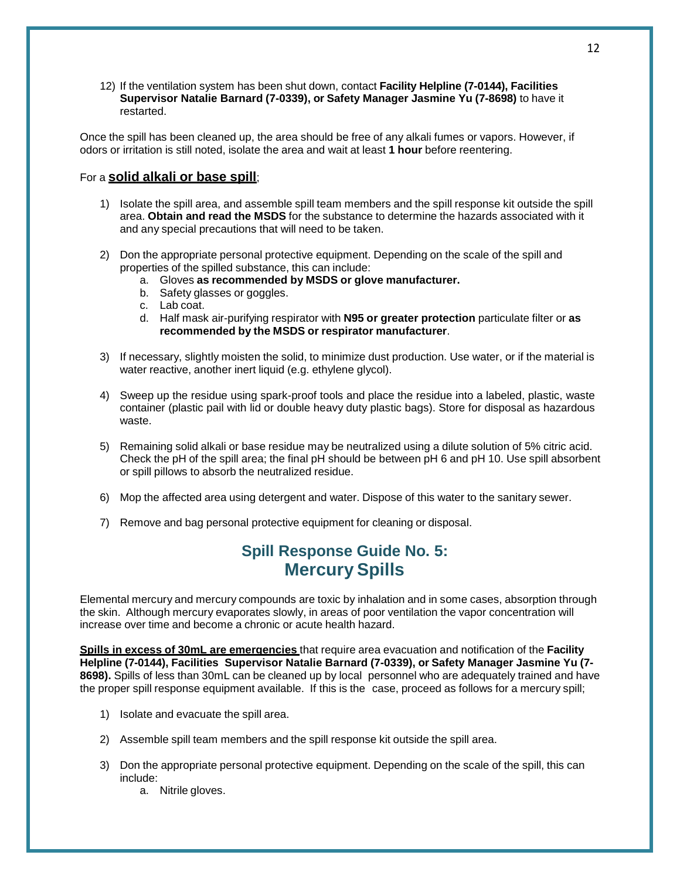12) If the ventilation system has been shut down, contact **Facility Helpline (7-0144), Facilities Supervisor Natalie Barnard (7-0339), or Safety Manager Jasmine Yu (7-8698)** to have it restarted.

Once the spill has been cleaned up, the area should be free of any alkali fumes or vapors. However, if odors or irritation is still noted, isolate the area and wait at least **1 hour** before reentering.

For a **solid alkali or base spill**;

1) Isolate the spill area, and assemble spill team members and the spill response kit outside the spill area. **Obtain and read the MSDS** for the substance to determine the hazards associated with it and any special precautions that will need to be taken.

2) Don the appropriate personal protective equipment. Depending on the scale of the spill and properties of the spilled substance, this can include:
   a. Gloves **as recommended by MSDS or glove manufacturer.**
   b. Safety glasses or goggles.
   c. Lab coat.
   d. Half mask air-purifying respirator with **N95 or greater protection** particulate filter or **as recommended by the MSDS or respirator manufacturer**.

3) If necessary, slightly moisten the solid, to minimize dust production. Use water, or if the material is water reactive, another inert liquid (e.g. ethylene glycol).

4) Sweep up the residue using spark-proof tools and place the residue into a labeled, plastic, waste container (plastic pail with lid or double heavy duty plastic bags). Store for disposal as hazardous waste.

5) Remaining solid alkali or base residue may be neutralized using a dilute solution of 5% citric acid. Check the pH of the spill area; the final pH should be between pH 6 and pH 10. Use spill absorbent or spill pillows to absorb the neutralized residue.

6) Mop the affected area using detergent and water. Dispose of this water to the sanitary sewer.

7) Remove and bag personal protective equipment for cleaning or disposal.

## Spill Response Guide No. 5: Mercury Spills

Elemental mercury and mercury compounds are toxic by inhalation and in some cases, absorption through the skin. Although mercury evaporates slowly, in areas of poor ventilation the vapor concentration will increase over time and become a chronic or acute health hazard.

**Spills in excess of 30mL are emergencies** that require area evacuation and notification of the **Facility Helpline (7-0144), Facilities Supervisor Natalie Barnard (7-0339), or Safety Manager Jasmine Yu (7-8698).** Spills of less than 30mL can be cleaned up by local personnel who are adequately trained and have the proper spill response equipment available. If this is the case, proceed as follows for a mercury spill;

1) Isolate and evacuate the spill area.

2) Assemble spill team members and the spill response kit outside the spill area.

3) Don the appropriate personal protective equipment. Depending on the scale of the spill, this can include:
   a. Nitrile gloves.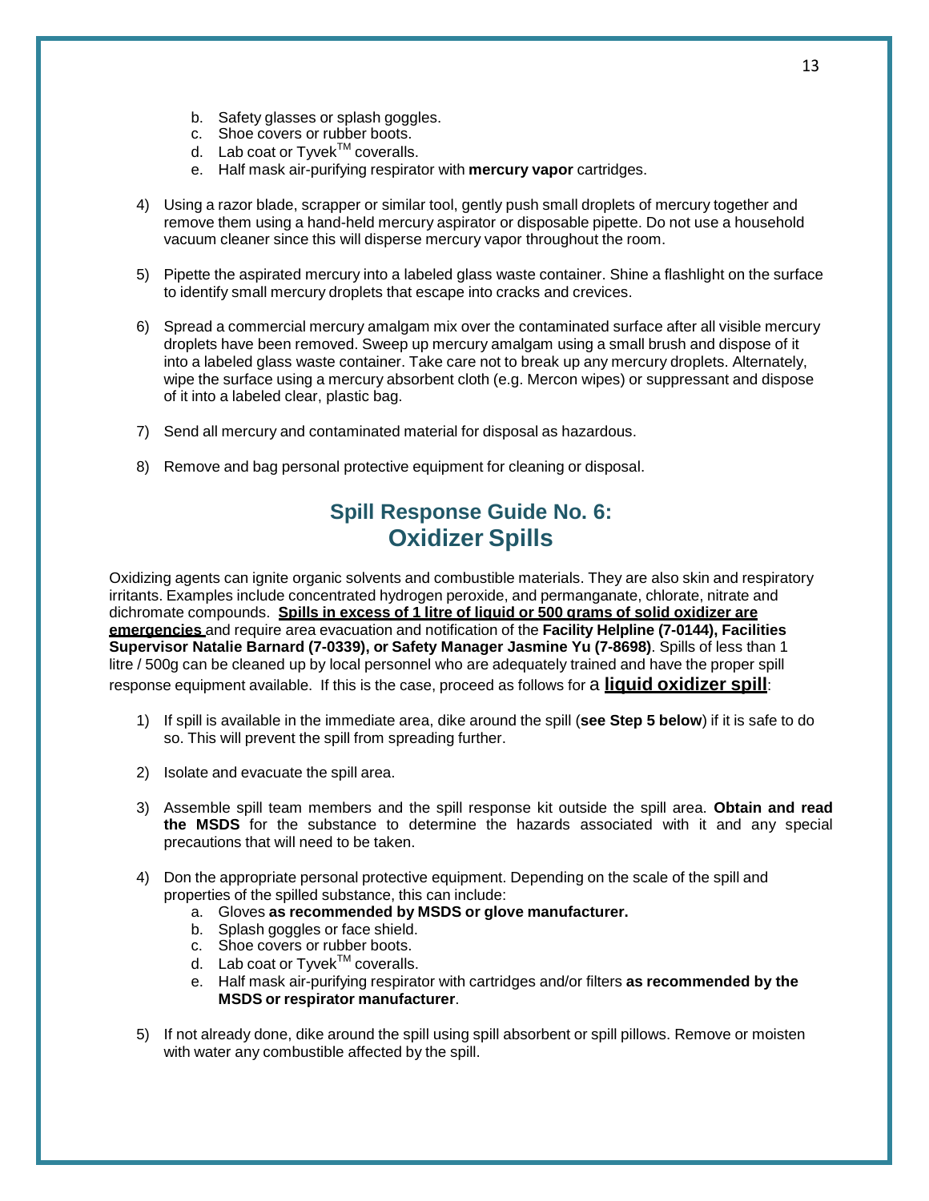b. Safety glasses or splash goggles.
   c. Shoe covers or rubber boots.
   d. Lab coat or Tyvek™ coveralls.
   e. Half mask air-purifying respirator with **mercury vapor** cartridges.

4) Using a razor blade, scrapper or similar tool, gently push small droplets of mercury together and remove them using a hand-held mercury aspirator or disposable pipette. Do not use a household vacuum cleaner since this will disperse mercury vapor throughout the room.

5) Pipette the aspirated mercury into a labeled glass waste container. Shine a flashlight on the surface to identify small mercury droplets that escape into cracks and crevices.

6) Spread a commercial mercury amalgam mix over the contaminated surface after all visible mercury droplets have been removed. Sweep up mercury amalgam using a small brush and dispose of it into a labeled glass waste container. Take care not to break up any mercury droplets. Alternately, wipe the surface using a mercury absorbent cloth (e.g. Mercon wipes) or suppressant and dispose of it into a labeled clear, plastic bag.

7) Send all mercury and contaminated material for disposal as hazardous.

8) Remove and bag personal protective equipment for cleaning or disposal.

## Spill Response Guide No. 6: Oxidizer Spills

Oxidizing agents can ignite organic solvents and combustible materials. They are also skin and respiratory irritants. Examples include concentrated hydrogen peroxide, and permanganate, chlorate, nitrate and dichromate compounds. **<u>Spills in excess of 1 litre of liquid or 500 grams of solid oxidizer are emergencies</u>** and require area evacuation and notification of the **Facility Helpline (7-0144), Facilities Supervisor Natalie Barnard (7-0339), or Safety Manager Jasmine Yu (7-8698)**. Spills of less than 1 litre / 500g can be cleaned up by local personnel who are adequately trained and have the proper spill response equipment available. If this is the case, proceed as follows for a **<u>liquid oxidizer spill</u>**:

1) If spill is available in the immediate area, dike around the spill (**see Step 5 below**) if it is safe to do so. This will prevent the spill from spreading further.

2) Isolate and evacuate the spill area.

3) Assemble spill team members and the spill response kit outside the spill area. **Obtain and read the MSDS** for the substance to determine the hazards associated with it and any special precautions that will need to be taken.

4) Don the appropriate personal protective equipment. Depending on the scale of the spill and properties of the spilled substance, this can include:
   a. Gloves **as recommended by MSDS or glove manufacturer.**
   b. Splash goggles or face shield.
   c. Shoe covers or rubber boots.
   d. Lab coat or Tyvek™ coveralls.
   e. Half mask air-purifying respirator with cartridges and/or filters **as recommended by the MSDS or respirator manufacturer**.

5) If not already done, dike around the spill using spill absorbent or spill pillows. Remove or moisten with water any combustible affected by the spill.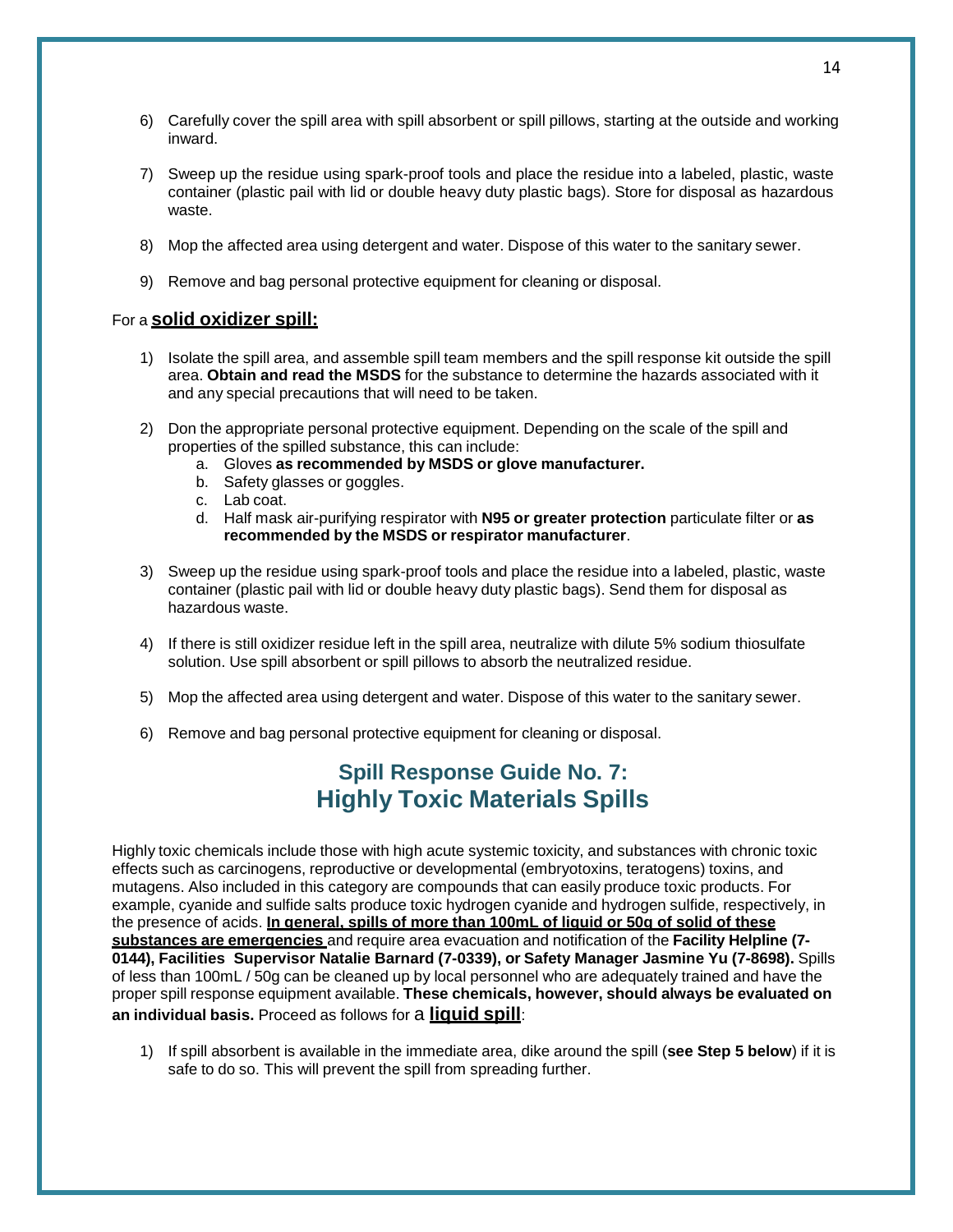6) Carefully cover the spill area with spill absorbent or spill pillows, starting at the outside and working inward.

7) Sweep up the residue using spark-proof tools and place the residue into a labeled, plastic, waste container (plastic pail with lid or double heavy duty plastic bags). Store for disposal as hazardous waste.

8) Mop the affected area using detergent and water. Dispose of this water to the sanitary sewer.

9) Remove and bag personal protective equipment for cleaning or disposal.

For a **solid oxidizer spill:**

1) Isolate the spill area, and assemble spill team members and the spill response kit outside the spill area. **Obtain and read the MSDS** for the substance to determine the hazards associated with it and any special precautions that will need to be taken.

2) Don the appropriate personal protective equipment. Depending on the scale of the spill and properties of the spilled substance, this can include:
   a. Gloves **as recommended by MSDS or glove manufacturer.**
   b. Safety glasses or goggles.
   c. Lab coat.
   d. Half mask air-purifying respirator with **N95 or greater protection** particulate filter or **as recommended by the MSDS or respirator manufacturer**.

3) Sweep up the residue using spark-proof tools and place the residue into a labeled, plastic, waste container (plastic pail with lid or double heavy duty plastic bags). Send them for disposal as hazardous waste.

4) If there is still oxidizer residue left in the spill area, neutralize with dilute 5% sodium thiosulfate solution. Use spill absorbent or spill pillows to absorb the neutralized residue.

5) Mop the affected area using detergent and water. Dispose of this water to the sanitary sewer.

6) Remove and bag personal protective equipment for cleaning or disposal.

## Spill Response Guide No. 7:
## Highly Toxic Materials Spills

Highly toxic chemicals include those with high acute systemic toxicity, and substances with chronic toxic effects such as carcinogens, reproductive or developmental (embryotoxins, teratogens) toxins, and mutagens. Also included in this category are compounds that can easily produce toxic products. For example, cyanide and sulfide salts produce toxic hydrogen cyanide and hydrogen sulfide, respectively, in the presence of acids. **In general, spills of more than 100mL of liquid or 50g of solid of these substances are emergencies** and require area evacuation and notification of the **Facility Helpline (7-0144), Facilities Supervisor Natalie Barnard (7-0339), or Safety Manager Jasmine Yu (7-8698).** Spills of less than 100mL / 50g can be cleaned up by local personnel who are adequately trained and have the proper spill response equipment available. **These chemicals, however, should always be evaluated on an individual basis.** Proceed as follows for a **liquid spill**:

1) If spill absorbent is available in the immediate area, dike around the spill (**see Step 5 below**) if it is safe to do so. This will prevent the spill from spreading further.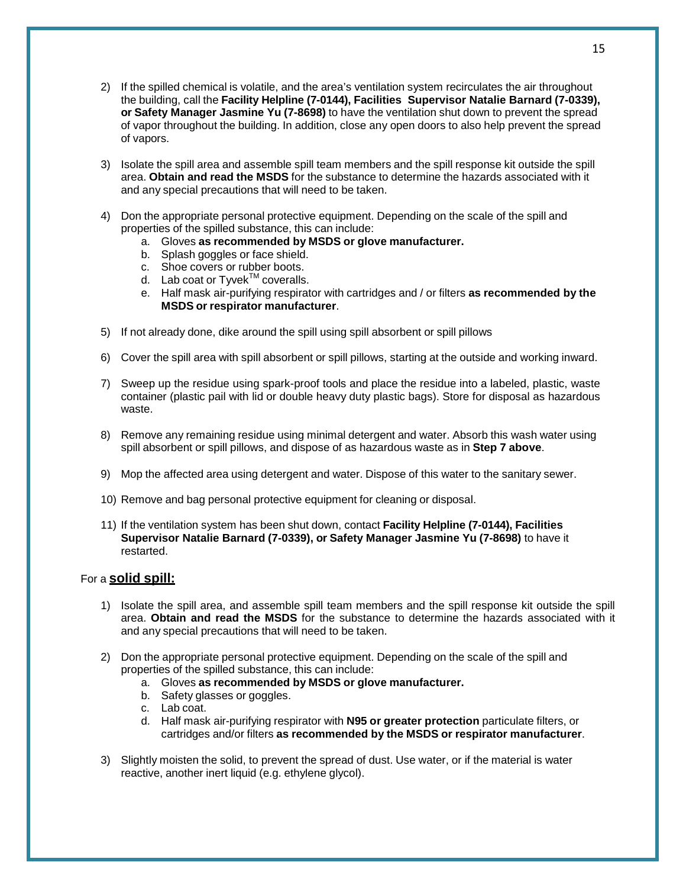2) If the spilled chemical is volatile, and the area's ventilation system recirculates the air throughout the building, call the **Facility Helpline (7-0144), Facilities Supervisor Natalie Barnard (7-0339), or Safety Manager Jasmine Yu (7-8698)** to have the ventilation shut down to prevent the spread of vapor throughout the building. In addition, close any open doors to also help prevent the spread of vapors.

3) Isolate the spill area and assemble spill team members and the spill response kit outside the spill area. **Obtain and read the MSDS** for the substance to determine the hazards associated with it and any special precautions that will need to be taken.

4) Don the appropriate personal protective equipment. Depending on the scale of the spill and properties of the spilled substance, this can include:
   a. Gloves **as recommended by MSDS or glove manufacturer.**
   b. Splash goggles or face shield.
   c. Shoe covers or rubber boots.
   d. Lab coat or Tyvek™ coveralls.
   e. Half mask air-purifying respirator with cartridges and / or filters **as recommended by the MSDS or respirator manufacturer**.

5) If not already done, dike around the spill using spill absorbent or spill pillows

6) Cover the spill area with spill absorbent or spill pillows, starting at the outside and working inward.

7) Sweep up the residue using spark-proof tools and place the residue into a labeled, plastic, waste container (plastic pail with lid or double heavy duty plastic bags). Store for disposal as hazardous waste.

8) Remove any remaining residue using minimal detergent and water. Absorb this wash water using spill absorbent or spill pillows, and dispose of as hazardous waste as in **Step 7 above**.

9) Mop the affected area using detergent and water. Dispose of this water to the sanitary sewer.

10) Remove and bag personal protective equipment for cleaning or disposal.

11) If the ventilation system has been shut down, contact **Facility Helpline (7-0144), Facilities Supervisor Natalie Barnard (7-0339), or Safety Manager Jasmine Yu (7-8698)** to have it restarted.

For a **solid spill:**

1) Isolate the spill area, and assemble spill team members and the spill response kit outside the spill area. **Obtain and read the MSDS** for the substance to determine the hazards associated with it and any special precautions that will need to be taken.

2) Don the appropriate personal protective equipment. Depending on the scale of the spill and properties of the spilled substance, this can include:
   a. Gloves **as recommended by MSDS or glove manufacturer.**
   b. Safety glasses or goggles.
   c. Lab coat.
   d. Half mask air-purifying respirator with **N95 or greater protection** particulate filters, or cartridges and/or filters **as recommended by the MSDS or respirator manufacturer**.

3) Slightly moisten the solid, to prevent the spread of dust. Use water, or if the material is water reactive, another inert liquid (e.g. ethylene glycol).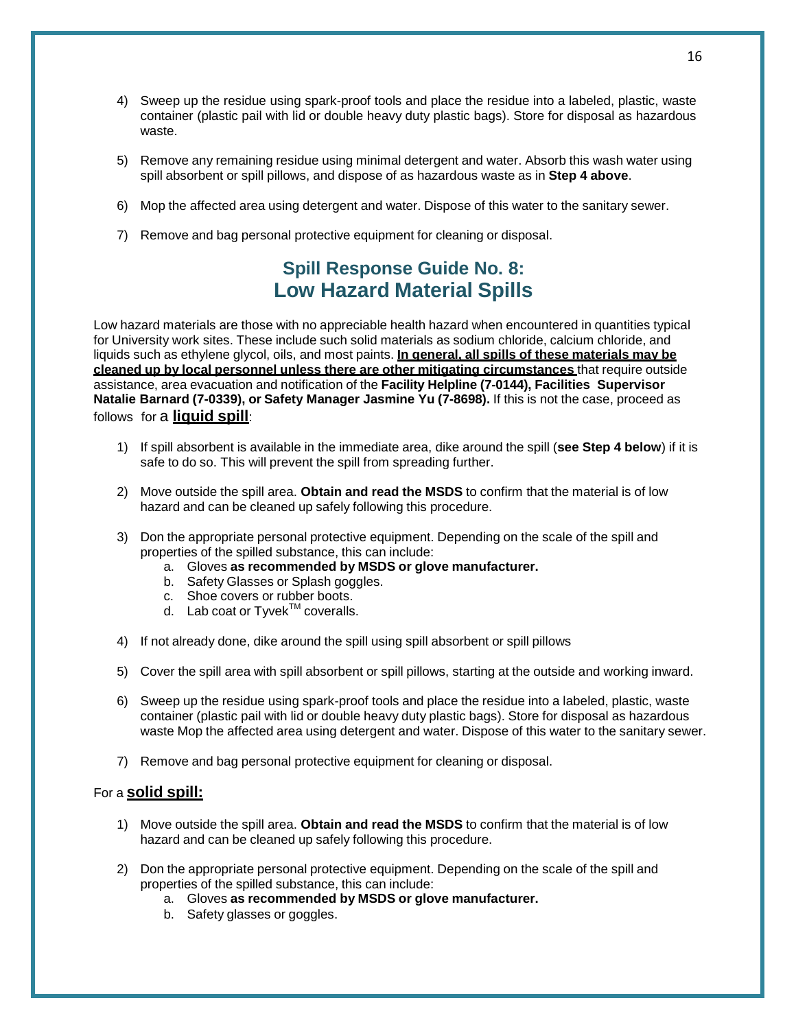4) Sweep up the residue using spark-proof tools and place the residue into a labeled, plastic, waste container (plastic pail with lid or double heavy duty plastic bags). Store for disposal as hazardous waste.

5) Remove any remaining residue using minimal detergent and water. Absorb this wash water using spill absorbent or spill pillows, and dispose of as hazardous waste as in **Step 4 above**.

6) Mop the affected area using detergent and water. Dispose of this water to the sanitary sewer.

7) Remove and bag personal protective equipment for cleaning or disposal.

## Spill Response Guide No. 8: Low Hazard Material Spills

Low hazard materials are those with no appreciable health hazard when encountered in quantities typical for University work sites. These include such solid materials as sodium chloride, calcium chloride, and liquids such as ethylene glycol, oils, and most paints. **In general, all spills of these materials may be cleaned up by local personnel unless there are other mitigating circumstances** that require outside assistance, area evacuation and notification of the **Facility Helpline (7-0144), Facilities Supervisor Natalie Barnard (7-0339), or Safety Manager Jasmine Yu (7-8698).** If this is not the case, proceed as follows for a **liquid spill**:

1) If spill absorbent is available in the immediate area, dike around the spill (**see Step 4 below**) if it is safe to do so. This will prevent the spill from spreading further.

2) Move outside the spill area. **Obtain and read the MSDS** to confirm that the material is of low hazard and can be cleaned up safely following this procedure.

3) Don the appropriate personal protective equipment. Depending on the scale of the spill and properties of the spilled substance, this can include:
   a. Gloves **as recommended by MSDS or glove manufacturer.**
   b. Safety Glasses or Splash goggles.
   c. Shoe covers or rubber boots.
   d. Lab coat or Tyvek™ coveralls.

4) If not already done, dike around the spill using spill absorbent or spill pillows

5) Cover the spill area with spill absorbent or spill pillows, starting at the outside and working inward.

6) Sweep up the residue using spark-proof tools and place the residue into a labeled, plastic, waste container (plastic pail with lid or double heavy duty plastic bags). Store for disposal as hazardous waste Mop the affected area using detergent and water. Dispose of this water to the sanitary sewer.

7) Remove and bag personal protective equipment for cleaning or disposal.

For a **solid spill:**

1) Move outside the spill area. **Obtain and read the MSDS** to confirm that the material is of low hazard and can be cleaned up safely following this procedure.

2) Don the appropriate personal protective equipment. Depending on the scale of the spill and properties of the spilled substance, this can include:
   a. Gloves **as recommended by MSDS or glove manufacturer.**
   b. Safety glasses or goggles.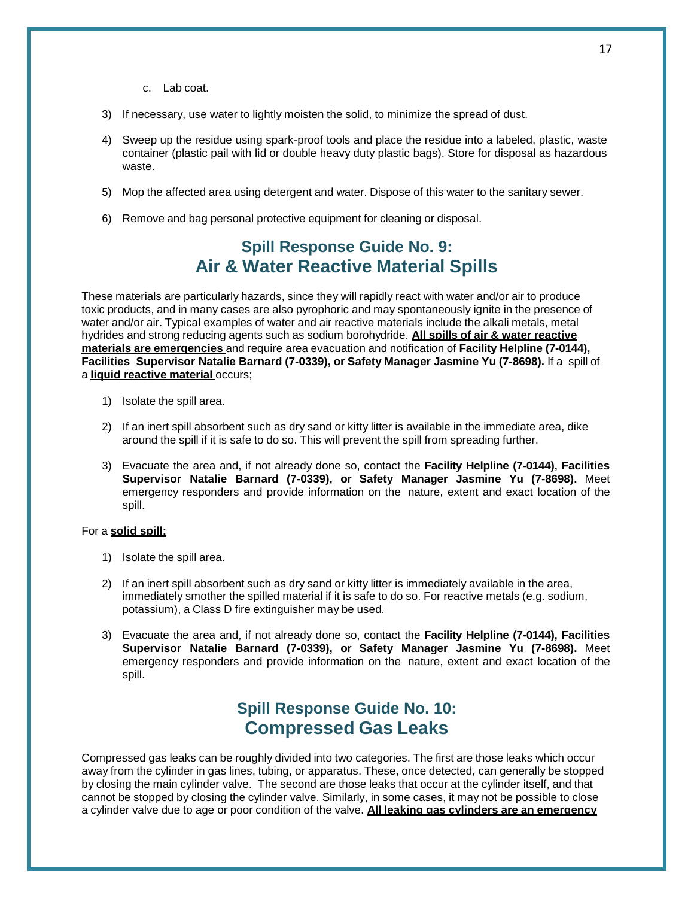c. Lab coat.

3) If necessary, use water to lightly moisten the solid, to minimize the spread of dust.

4) Sweep up the residue using spark-proof tools and place the residue into a labeled, plastic, waste container (plastic pail with lid or double heavy duty plastic bags). Store for disposal as hazardous waste.

5) Mop the affected area using detergent and water. Dispose of this water to the sanitary sewer.

6) Remove and bag personal protective equipment for cleaning or disposal.

## Spill Response Guide No. 9: Air & Water Reactive Material Spills

These materials are particularly hazards, since they will rapidly react with water and/or air to produce toxic products, and in many cases are also pyrophoric and may spontaneously ignite in the presence of water and/or air. Typical examples of water and air reactive materials include the alkali metals, metal hydrides and strong reducing agents such as sodium borohydride. **All spills of air & water reactive materials are emergencies** and require area evacuation and notification of **Facility Helpline (7-0144), Facilities Supervisor Natalie Barnard (7-0339), or Safety Manager Jasmine Yu (7-8698).** If a spill of a **liquid reactive material** occurs;

1) Isolate the spill area.

2) If an inert spill absorbent such as dry sand or kitty litter is available in the immediate area, dike around the spill if it is safe to do so. This will prevent the spill from spreading further.

3) Evacuate the area and, if not already done so, contact the **Facility Helpline (7-0144), Facilities Supervisor Natalie Barnard (7-0339), or Safety Manager Jasmine Yu (7-8698).** Meet emergency responders and provide information on the nature, extent and exact location of the spill.

For a **solid spill:**

1) Isolate the spill area.

2) If an inert spill absorbent such as dry sand or kitty litter is immediately available in the area, immediately smother the spilled material if it is safe to do so. For reactive metals (e.g. sodium, potassium), a Class D fire extinguisher may be used.

3) Evacuate the area and, if not already done so, contact the **Facility Helpline (7-0144), Facilities Supervisor Natalie Barnard (7-0339), or Safety Manager Jasmine Yu (7-8698).** Meet emergency responders and provide information on the nature, extent and exact location of the spill.

## Spill Response Guide No. 10: Compressed Gas Leaks

Compressed gas leaks can be roughly divided into two categories. The first are those leaks which occur away from the cylinder in gas lines, tubing, or apparatus. These, once detected, can generally be stopped by closing the main cylinder valve. The second are those leaks that occur at the cylinder itself, and that cannot be stopped by closing the cylinder valve. Similarly, in some cases, it may not be possible to close a cylinder valve due to age or poor condition of the valve. **All leaking gas cylinders are an emergency**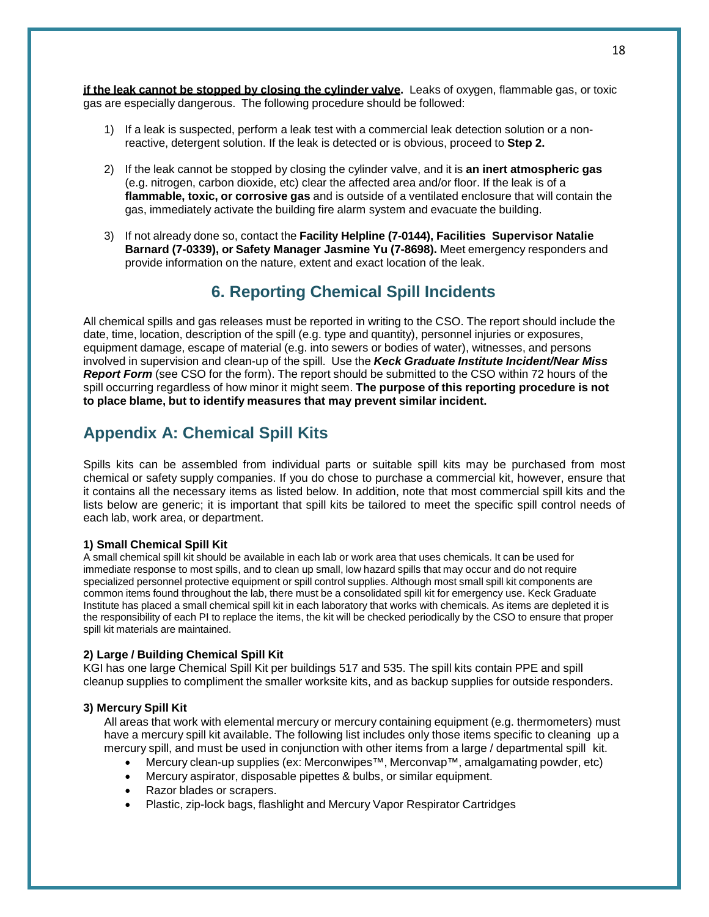**if the leak cannot be stopped by closing the cylinder valve.** Leaks of oxygen, flammable gas, or toxic gas are especially dangerous. The following procedure should be followed:

1) If a leak is suspected, perform a leak test with a commercial leak detection solution or a non-reactive, detergent solution. If the leak is detected or is obvious, proceed to **Step 2.**

2) If the leak cannot be stopped by closing the cylinder valve, and it is **an inert atmospheric gas** (e.g. nitrogen, carbon dioxide, etc) clear the affected area and/or floor. If the leak is of a **flammable, toxic, or corrosive gas** and is outside of a ventilated enclosure that will contain the gas, immediately activate the building fire alarm system and evacuate the building.

3) If not already done so, contact the **Facility Helpline (7-0144), Facilities Supervisor Natalie Barnard (7-0339), or Safety Manager Jasmine Yu (7-8698).** Meet emergency responders and provide information on the nature, extent and exact location of the leak.

## 6. Reporting Chemical Spill Incidents

All chemical spills and gas releases must be reported in writing to the CSO. The report should include the date, time, location, description of the spill (e.g. type and quantity), personnel injuries or exposures, equipment damage, escape of material (e.g. into sewers or bodies of water), witnesses, and persons involved in supervision and clean-up of the spill. Use the ***Keck Graduate Institute Incident/Near Miss Report Form*** (see CSO for the form). The report should be submitted to the CSO within 72 hours of the spill occurring regardless of how minor it might seem. **The purpose of this reporting procedure is not to place blame, but to identify measures that may prevent similar incident.**

## Appendix A: Chemical Spill Kits

Spills kits can be assembled from individual parts or suitable spill kits may be purchased from most chemical or safety supply companies. If you do chose to purchase a commercial kit, however, ensure that it contains all the necessary items as listed below. In addition, note that most commercial spill kits and the lists below are generic; it is important that spill kits be tailored to meet the specific spill control needs of each lab, work area, or department.

#### 1) Small Chemical Spill Kit

A small chemical spill kit should be available in each lab or work area that uses chemicals. It can be used for immediate response to most spills, and to clean up small, low hazard spills that may occur and do not require specialized personnel protective equipment or spill control supplies. Although most small spill kit components are common items found throughout the lab, there must be a consolidated spill kit for emergency use. Keck Graduate Institute has placed a small chemical spill kit in each laboratory that works with chemicals. As items are depleted it is the responsibility of each PI to replace the items, the kit will be checked periodically by the CSO to ensure that proper spill kit materials are maintained.

#### 2) Large / Building Chemical Spill Kit

KGI has one large Chemical Spill Kit per buildings 517 and 535. The spill kits contain PPE and spill cleanup supplies to compliment the smaller worksite kits, and as backup supplies for outside responders.

#### 3) Mercury Spill Kit

All areas that work with elemental mercury or mercury containing equipment (e.g. thermometers) must have a mercury spill kit available. The following list includes only those items specific to cleaning up a mercury spill, and must be used in conjunction with other items from a large / departmental spill kit.

- Mercury clean-up supplies (ex: Merconwipes™, Merconvap™, amalgamating powder, etc)
- Mercury aspirator, disposable pipettes & bulbs, or similar equipment.
- Razor blades or scrapers.
- Plastic, zip-lock bags, flashlight and Mercury Vapor Respirator Cartridges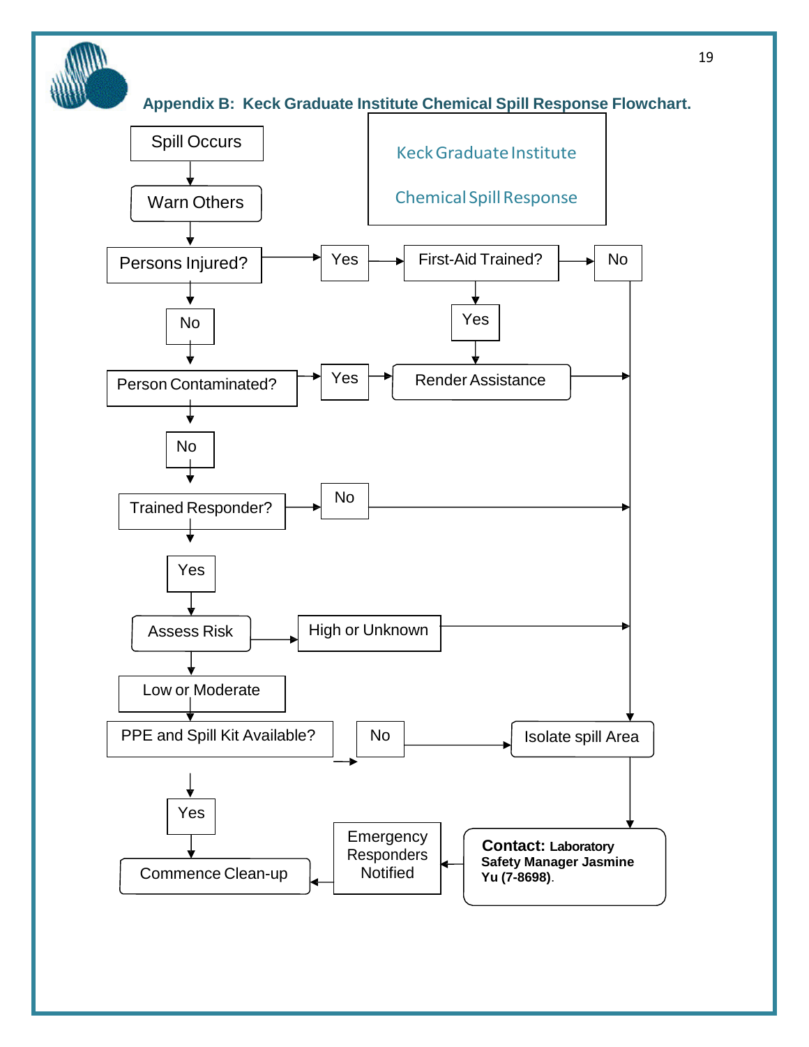## Appendix B: Keck Graduate Institute Chemical Spill Response Flowchart.

Keck Graduate Institute

Chemical Spill Response

Spill Occurs

Warn Others

Persons Injured?

Yes

First-Aid Trained?

No

No

Yes

Person Contaminated?

Yes

Render Assistance

No

Trained Responder?

No

Yes

Assess Risk

High or Unknown

Low or Moderate

PPE and Spill Kit Available?

No

Isolate spill Area

Yes

Commence Clean-up

Emergency Responders Notified

**Contact:** **Laboratory Safety Manager Jasmine Yu (7-8698)**.